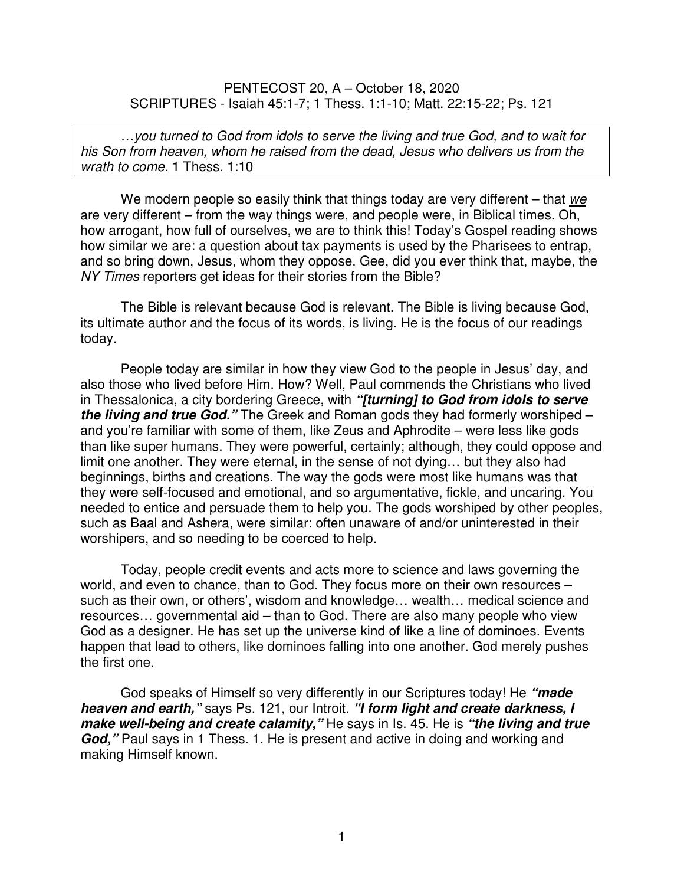PENTECOST 20, A – October 18, 2020
SCRIPTURES - Isaiah 45:1-7; 1 Thess. 1:1-10; Matt. 22:15-22; Ps. 121

> *…you turned to God from idols to serve the living and true God, and to wait for his Son from heaven, whom he raised from the dead, Jesus who delivers us from the wrath to come.* 1 Thess. 1:10

We modern people so easily think that things today are very different – that *we* are very different – from the way things were, and people were, in Biblical times. Oh, how arrogant, how full of ourselves, we are to think this! Today's Gospel reading shows how similar we are: a question about tax payments is used by the Pharisees to entrap, and so bring down, Jesus, whom they oppose. Gee, did you ever think that, maybe, the *NY Times* reporters get ideas for their stories from the Bible?

The Bible is relevant because God is relevant. The Bible is living because God, its ultimate author and the focus of its words, is living. He is the focus of our readings today.

People today are similar in how they view God to the people in Jesus' day, and also those who lived before Him. How? Well, Paul commends the Christians who lived in Thessalonica, a city bordering Greece, with ***"[turning] to God from idols to serve the living and true God."*** The Greek and Roman gods they had formerly worshiped – and you're familiar with some of them, like Zeus and Aphrodite – were less like gods than like super humans. They were powerful, certainly; although, they could oppose and limit one another. They were eternal, in the sense of not dying… but they also had beginnings, births and creations. The way the gods were most like humans was that they were self-focused and emotional, and so argumentative, fickle, and uncaring. You needed to entice and persuade them to help you. The gods worshiped by other peoples, such as Baal and Ashera, were similar: often unaware of and/or uninterested in their worshipers, and so needing to be coerced to help.

Today, people credit events and acts more to science and laws governing the world, and even to chance, than to God. They focus more on their own resources – such as their own, or others', wisdom and knowledge… wealth… medical science and resources… governmental aid – than to God. There are also many people who view God as a designer. He has set up the universe kind of like a line of dominoes. Events happen that lead to others, like dominoes falling into one another. God merely pushes the first one.

God speaks of Himself so very differently in our Scriptures today! He ***"made heaven and earth,"*** says Ps. 121, our Introit. ***"I form light and create darkness, I make well-being and create calamity,"*** He says in Is. 45. He is ***"the living and true God,"*** Paul says in 1 Thess. 1. He is present and active in doing and working and making Himself known.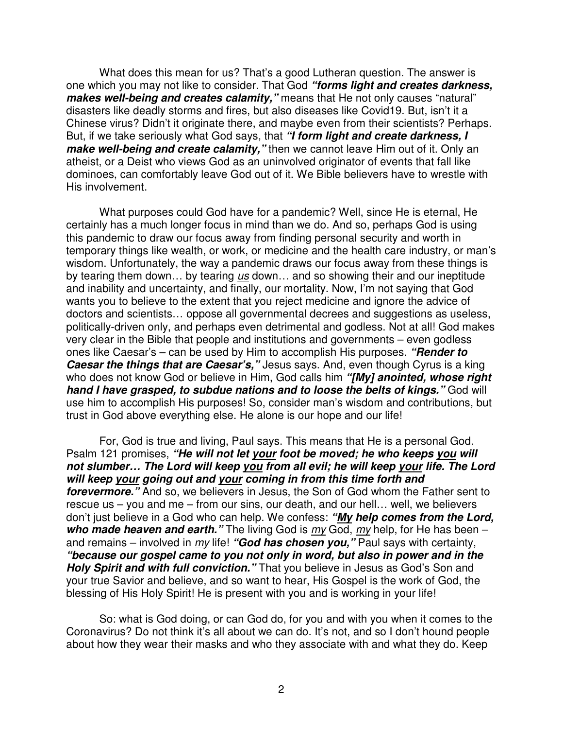What does this mean for us? That's a good Lutheran question. The answer is one which you may not like to consider. That God ***"forms light and creates darkness, makes well-being and creates calamity,"*** means that He not only causes "natural" disasters like deadly storms and fires, but also diseases like Covid19. But, isn't it a Chinese virus? Didn't it originate there, and maybe even from their scientists? Perhaps. But, if we take seriously what God says, that ***"I form light and create darkness, I make well-being and create calamity,"*** then we cannot leave Him out of it. Only an atheist, or a Deist who views God as an uninvolved originator of events that fall like dominoes, can comfortably leave God out of it. We Bible believers have to wrestle with His involvement.

What purposes could God have for a pandemic? Well, since He is eternal, He certainly has a much longer focus in mind than we do. And so, perhaps God is using this pandemic to draw our focus away from finding personal security and worth in temporary things like wealth, or work, or medicine and the health care industry, or man's wisdom. Unfortunately, the way a pandemic draws our focus away from these things is by tearing them down… by tearing *us* down… and so showing their and our ineptitude and inability and uncertainty, and finally, our mortality. Now, I'm not saying that God wants you to believe to the extent that you reject medicine and ignore the advice of doctors and scientists… oppose all governmental decrees and suggestions as useless, politically-driven only, and perhaps even detrimental and godless. Not at all! God makes very clear in the Bible that people and institutions and governments – even godless ones like Caesar's – can be used by Him to accomplish His purposes. ***"Render to Caesar the things that are Caesar's,"*** Jesus says. And, even though Cyrus is a king who does not know God or believe in Him, God calls him ***"[My] anointed, whose right hand I have grasped, to subdue nations and to loose the belts of kings."*** God will use him to accomplish His purposes! So, consider man's wisdom and contributions, but trust in God above everything else. He alone is our hope and our life!

For, God is true and living, Paul says. This means that He is a personal God. Psalm 121 promises, ***"He will not let your foot be moved; he who keeps you will not slumber… The Lord will keep you from all evil; he will keep your life. The Lord will keep your going out and your coming in from this time forth and forevermore."*** And so, we believers in Jesus, the Son of God whom the Father sent to rescue us – you and me – from our sins, our death, and our hell… well, we believers don't just believe in a God who can help. We confess: ***"My help comes from the Lord, who made heaven and earth."*** The living God is *my* God, *my* help, for He has been – and remains – involved in *my* life! ***"God has chosen you,"*** Paul says with certainty, ***"because our gospel came to you not only in word, but also in power and in the Holy Spirit and with full conviction."*** That you believe in Jesus as God's Son and your true Savior and believe, and so want to hear, His Gospel is the work of God, the blessing of His Holy Spirit! He is present with you and is working in your life!

So: what is God doing, or can God do, for you and with you when it comes to the Coronavirus? Do not think it's all about we can do. It's not, and so I don't hound people about how they wear their masks and who they associate with and what they do. Keep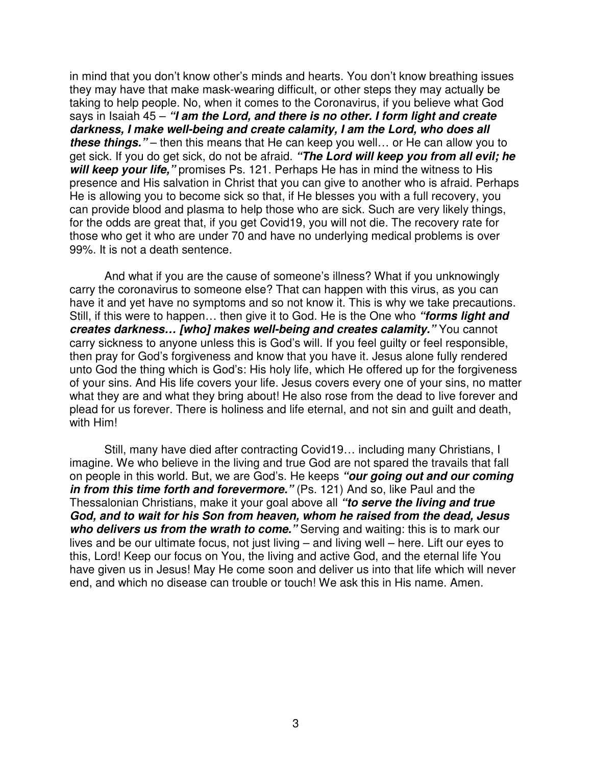in mind that you don't know other's minds and hearts. You don't know breathing issues they may have that make mask-wearing difficult, or other steps they may actually be taking to help people. No, when it comes to the Coronavirus, if you believe what God says in Isaiah 45 – ***"I am the Lord, and there is no other. I form light and create darkness, I make well-being and create calamity, I am the Lord, who does all these things."*** – then this means that He can keep you well… or He can allow you to get sick. If you do get sick, do not be afraid. ***"The Lord will keep you from all evil; he will keep your life,"*** promises Ps. 121. Perhaps He has in mind the witness to His presence and His salvation in Christ that you can give to another who is afraid. Perhaps He is allowing you to become sick so that, if He blesses you with a full recovery, you can provide blood and plasma to help those who are sick. Such are very likely things, for the odds are great that, if you get Covid19, you will not die. The recovery rate for those who get it who are under 70 and have no underlying medical problems is over 99%. It is not a death sentence.

And what if you are the cause of someone's illness? What if you unknowingly carry the coronavirus to someone else? That can happen with this virus, as you can have it and yet have no symptoms and so not know it. This is why we take precautions. Still, if this were to happen… then give it to God. He is the One who ***"forms light and creates darkness… [who] makes well-being and creates calamity."*** You cannot carry sickness to anyone unless this is God's will. If you feel guilty or feel responsible, then pray for God's forgiveness and know that you have it. Jesus alone fully rendered unto God the thing which is God's: His holy life, which He offered up for the forgiveness of your sins. And His life covers your life. Jesus covers every one of your sins, no matter what they are and what they bring about! He also rose from the dead to live forever and plead for us forever. There is holiness and life eternal, and not sin and guilt and death, with Him!

Still, many have died after contracting Covid19… including many Christians, I imagine. We who believe in the living and true God are not spared the travails that fall on people in this world. But, we are God's. He keeps ***"our going out and our coming in from this time forth and forevermore."*** (Ps. 121) And so, like Paul and the Thessalonian Christians, make it your goal above all ***"to serve the living and true God, and to wait for his Son from heaven, whom he raised from the dead, Jesus who delivers us from the wrath to come."*** Serving and waiting: this is to mark our lives and be our ultimate focus, not just living – and living well – here. Lift our eyes to this, Lord! Keep our focus on You, the living and active God, and the eternal life You have given us in Jesus! May He come soon and deliver us into that life which will never end, and which no disease can trouble or touch! We ask this in His name. Amen.